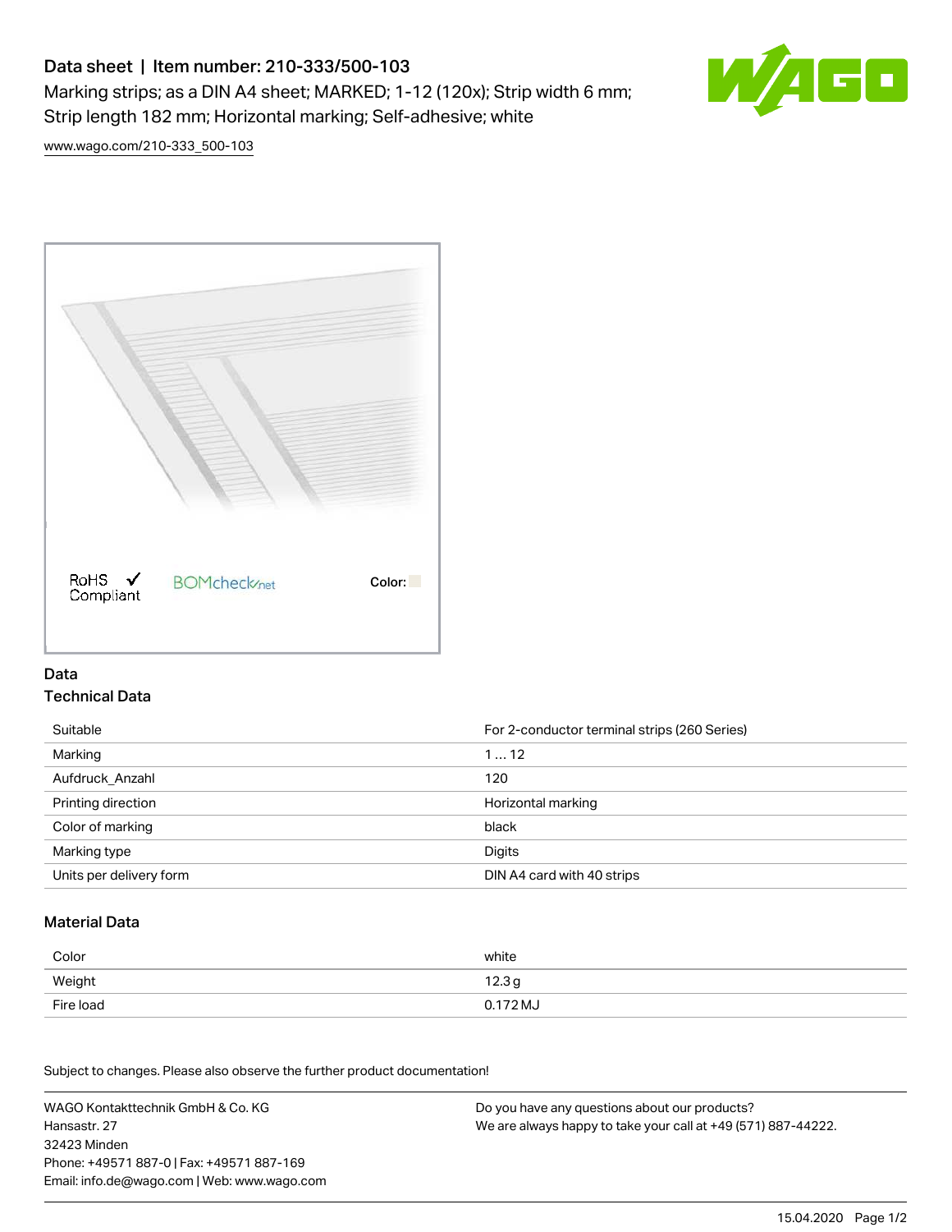# Data sheet | Item number: 210-333/500-103

Marking strips; as a DIN A4 sheet; MARKED; 1-12 (120x); Strip width 6 mm; Strip length 182 mm; Horizontal marking; Self-adhesive; white

www.wago.com/210-333_500-103

RoHS ✓ Compliant

BOMcheck.net

Color:

## Data

### Technical Data

| | |
|---|---|
| Suitable | For 2-conductor terminal strips (260 Series) |
| Marking | 1 … 12 |
| Aufdruck_Anzahl | 120 |
| Printing direction | Horizontal marking |
| Color of marking | black |
| Marking type | Digits |
| Units per delivery form | DIN A4 card with 40 strips |

### Material Data

| | |
|---|---|
| Color | white |
| Weight | 12.3 g |
| Fire load | 0.172 MJ |

Subject to changes. Please also observe the further product documentation!

WAGO Kontakttechnik GmbH & Co. KG
Hansastr. 27
32423 Minden
Phone: +49571 887-0 | Fax: +49571 887-169
Email: info.de@wago.com | Web: www.wago.com

Do you have any questions about our products?
We are always happy to take your call at +49 (571) 887-44222.

15.04.2020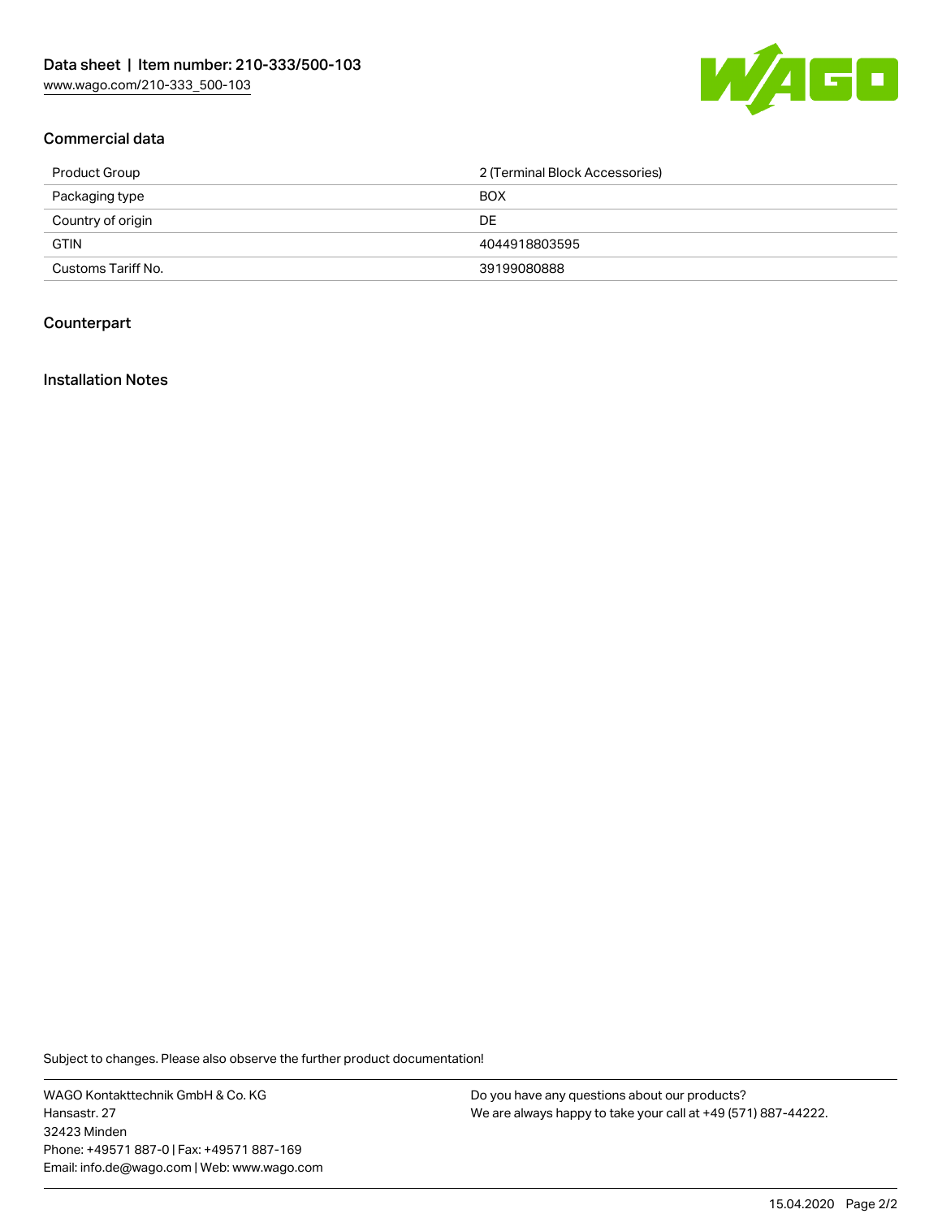## Commercial data

| | |
|---|---|
| Product Group | 2 (Terminal Block Accessories) |
| Packaging type | BOX |
| Country of origin | DE |
| GTIN | 4044918803595 |
| Customs Tariff No. | 39199080888 |

## Counterpart

## Installation Notes

Subject to changes. Please also observe the further product documentation!

WAGO Kontakttechnik GmbH & Co. KG
Hansastr. 27
32423 Minden
Phone: +49571 887-0 | Fax: +49571 887-169
Email: info.de@wago.com | Web: www.wago.com

Do you have any questions about our products?
We are always happy to take your call at +49 (571) 887-44222.